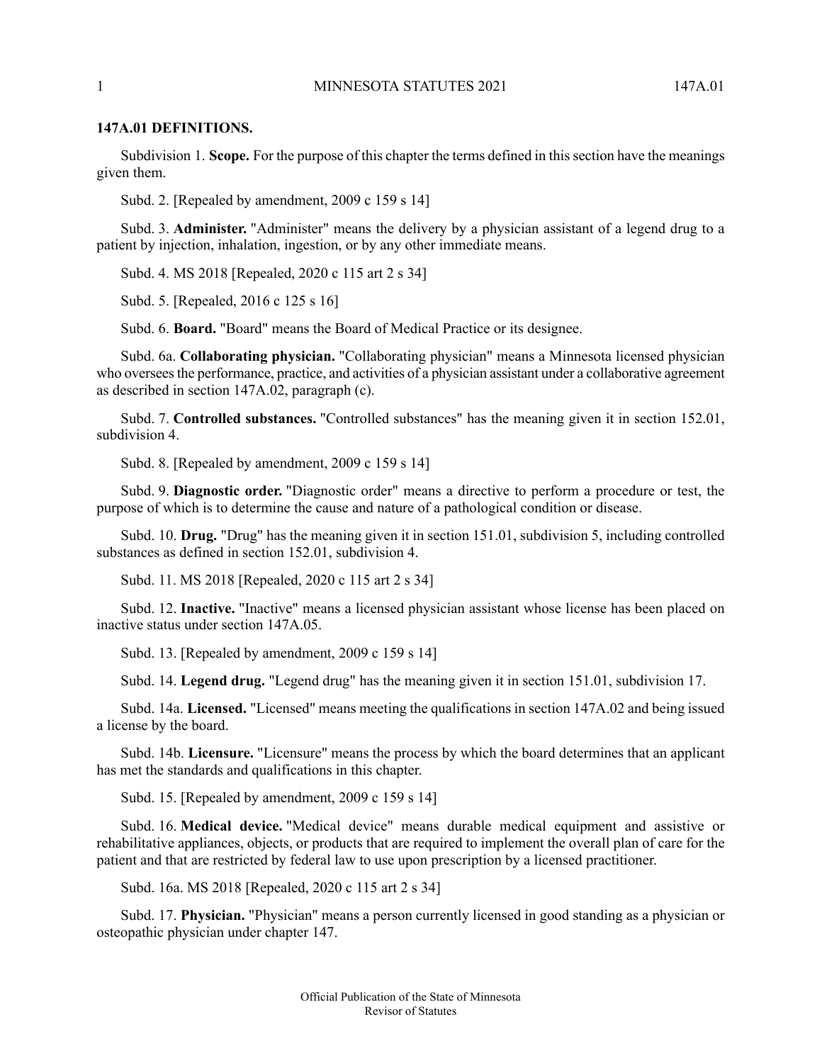**147A.01 DEFINITIONS.**

Subdivision 1. **Scope.** For the purpose of this chapter the terms defined in this section have the meanings given them.

Subd. 2. [Repealed by amendment, 2009 c 159 s 14]

Subd. 3. **Administer.** "Administer" means the delivery by a physician assistant of a legend drug to a patient by injection, inhalation, ingestion, or by any other immediate means.

Subd. 4. MS 2018 [Repealed, 2020 c 115 art 2 s 34]

Subd. 5. [Repealed, 2016 c 125 s 16]

Subd. 6. **Board.** "Board" means the Board of Medical Practice or its designee.

Subd. 6a. **Collaborating physician.** "Collaborating physician" means a Minnesota licensed physician who oversees the performance, practice, and activities of a physician assistant under a collaborative agreement as described in section 147A.02, paragraph (c).

Subd. 7. **Controlled substances.** "Controlled substances" has the meaning given it in section 152.01, subdivision 4.

Subd. 8. [Repealed by amendment, 2009 c 159 s 14]

Subd. 9. **Diagnostic order.** "Diagnostic order" means a directive to perform a procedure or test, the purpose of which is to determine the cause and nature of a pathological condition or disease.

Subd. 10. **Drug.** "Drug" has the meaning given it in section 151.01, subdivision 5, including controlled substances as defined in section 152.01, subdivision 4.

Subd. 11. MS 2018 [Repealed, 2020 c 115 art 2 s 34]

Subd. 12. **Inactive.** "Inactive" means a licensed physician assistant whose license has been placed on inactive status under section 147A.05.

Subd. 13. [Repealed by amendment, 2009 c 159 s 14]

Subd. 14. **Legend drug.** "Legend drug" has the meaning given it in section 151.01, subdivision 17.

Subd. 14a. **Licensed.** "Licensed" means meeting the qualifications in section 147A.02 and being issued a license by the board.

Subd. 14b. **Licensure.** "Licensure" means the process by which the board determines that an applicant has met the standards and qualifications in this chapter.

Subd. 15. [Repealed by amendment, 2009 c 159 s 14]

Subd. 16. **Medical device.** "Medical device" means durable medical equipment and assistive or rehabilitative appliances, objects, or products that are required to implement the overall plan of care for the patient and that are restricted by federal law to use upon prescription by a licensed practitioner.

Subd. 16a. MS 2018 [Repealed, 2020 c 115 art 2 s 34]

Subd. 17. **Physician.** "Physician" means a person currently licensed in good standing as a physician or osteopathic physician under chapter 147.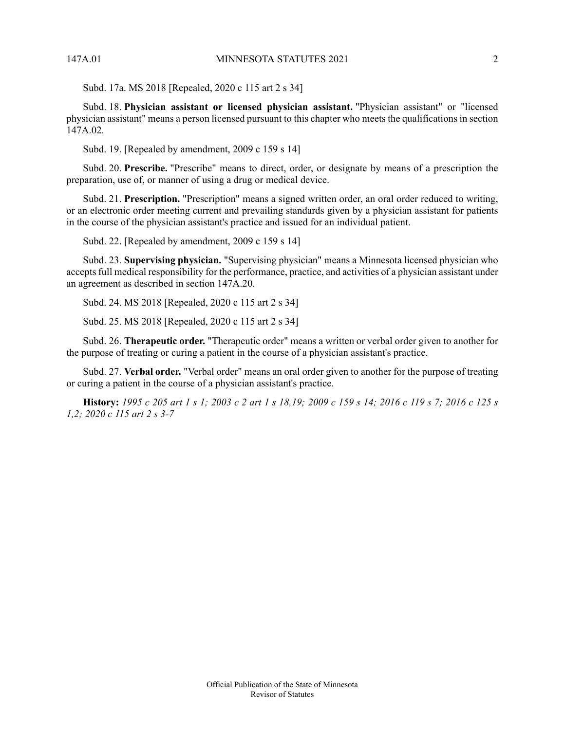Subd. 17a. MS 2018 [Repealed, 2020 c 115 art 2 s 34]

Subd. 18. **Physician assistant or licensed physician assistant.** "Physician assistant" or "licensed physician assistant" means a person licensed pursuant to this chapter who meets the qualifications in section 147A.02.

Subd. 19. [Repealed by amendment, 2009 c 159 s 14]

Subd. 20. **Prescribe.** "Prescribe" means to direct, order, or designate by means of a prescription the preparation, use of, or manner of using a drug or medical device.

Subd. 21. **Prescription.** "Prescription" means a signed written order, an oral order reduced to writing, or an electronic order meeting current and prevailing standards given by a physician assistant for patients in the course of the physician assistant's practice and issued for an individual patient.

Subd. 22. [Repealed by amendment, 2009 c 159 s 14]

Subd. 23. **Supervising physician.** "Supervising physician" means a Minnesota licensed physician who accepts full medical responsibility for the performance, practice, and activities of a physician assistant under an agreement as described in section 147A.20.

Subd. 24. MS 2018 [Repealed, 2020 c 115 art 2 s 34]

Subd. 25. MS 2018 [Repealed, 2020 c 115 art 2 s 34]

Subd. 26. **Therapeutic order.** "Therapeutic order" means a written or verbal order given to another for the purpose of treating or curing a patient in the course of a physician assistant's practice.

Subd. 27. **Verbal order.** "Verbal order" means an oral order given to another for the purpose of treating or curing a patient in the course of a physician assistant's practice.

**History:** *1995 c 205 art 1 s 1; 2003 c 2 art 1 s 18,19; 2009 c 159 s 14; 2016 c 119 s 7; 2016 c 125 s 1,2; 2020 c 115 art 2 s 3-7*